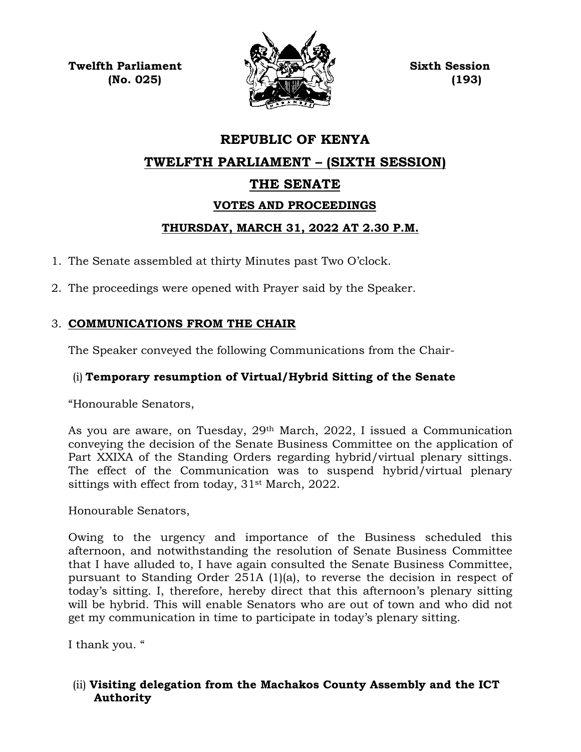**Twelfth Parliament**
**(No. 025)**

**Sixth Session**
**(193)**

# REPUBLIC OF KENYA

## TWELFTH PARLIAMENT – (SIXTH SESSION)

## THE SENATE

### VOTES AND PROCEEDINGS

### THURSDAY, MARCH 31, 2022 AT 2.30 P.M.

1. The Senate assembled at thirty Minutes past Two O'clock.

2. The proceedings were opened with Prayer said by the Speaker.

3. **COMMUNICATIONS FROM THE CHAIR**

   The Speaker conveyed the following Communications from the Chair-

   (i) **Temporary resumption of Virtual/Hybrid Sitting of the Senate**

   "Honourable Senators,

   As you are aware, on Tuesday, 29th March, 2022, I issued a Communication conveying the decision of the Senate Business Committee on the application of Part XXIXA of the Standing Orders regarding hybrid/virtual plenary sittings. The effect of the Communication was to suspend hybrid/virtual plenary sittings with effect from today, 31st March, 2022.

   Honourable Senators,

   Owing to the urgency and importance of the Business scheduled this afternoon, and notwithstanding the resolution of Senate Business Committee that I have alluded to, I have again consulted the Senate Business Committee, pursuant to Standing Order 251A (1)(a), to reverse the decision in respect of today's sitting. I, therefore, hereby direct that this afternoon's plenary sitting will be hybrid. This will enable Senators who are out of town and who did not get my communication in time to participate in today's plenary sitting.

   I thank you. "

   (ii) **Visiting delegation from the Machakos County Assembly and the ICT Authority**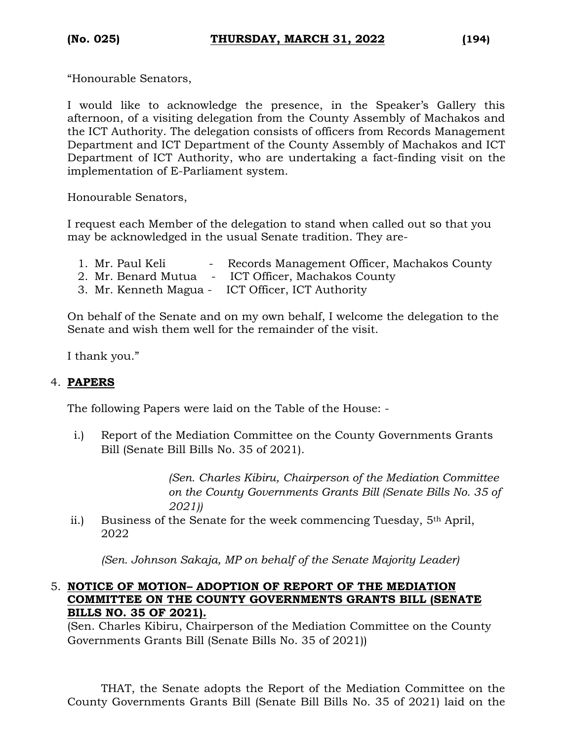"Honourable Senators,

I would like to acknowledge the presence, in the Speaker's Gallery this afternoon, of a visiting delegation from the County Assembly of Machakos and the ICT Authority. The delegation consists of officers from Records Management Department and ICT Department of the County Assembly of Machakos and ICT Department of ICT Authority, who are undertaking a fact-finding visit on the implementation of E-Parliament system.

Honourable Senators,

I request each Member of the delegation to stand when called out so that you may be acknowledged in the usual Senate tradition. They are-

1. Mr. Paul Keli - Records Management Officer, Machakos County
2. Mr. Benard Mutua - ICT Officer, Machakos County
3. Mr. Kenneth Magua - ICT Officer, ICT Authority

On behalf of the Senate and on my own behalf, I welcome the delegation to the Senate and wish them well for the remainder of the visit.

I thank you."

4. **PAPERS**

The following Papers were laid on the Table of the House: -

i.) Report of the Mediation Committee on the County Governments Grants Bill (Senate Bill Bills No. 35 of 2021).

*(Sen. Charles Kibiru, Chairperson of the Mediation Committee on the County Governments Grants Bill (Senate Bills No. 35 of 2021))*

ii.) Business of the Senate for the week commencing Tuesday, 5th April, 2022

*(Sen. Johnson Sakaja, MP on behalf of the Senate Majority Leader)*

5. **NOTICE OF MOTION– ADOPTION OF REPORT OF THE MEDIATION COMMITTEE ON THE COUNTY GOVERNMENTS GRANTS BILL (SENATE BILLS NO. 35 OF 2021).**

(Sen. Charles Kibiru, Chairperson of the Mediation Committee on the County Governments Grants Bill (Senate Bills No. 35 of 2021))

THAT, the Senate adopts the Report of the Mediation Committee on the County Governments Grants Bill (Senate Bill Bills No. 35 of 2021) laid on the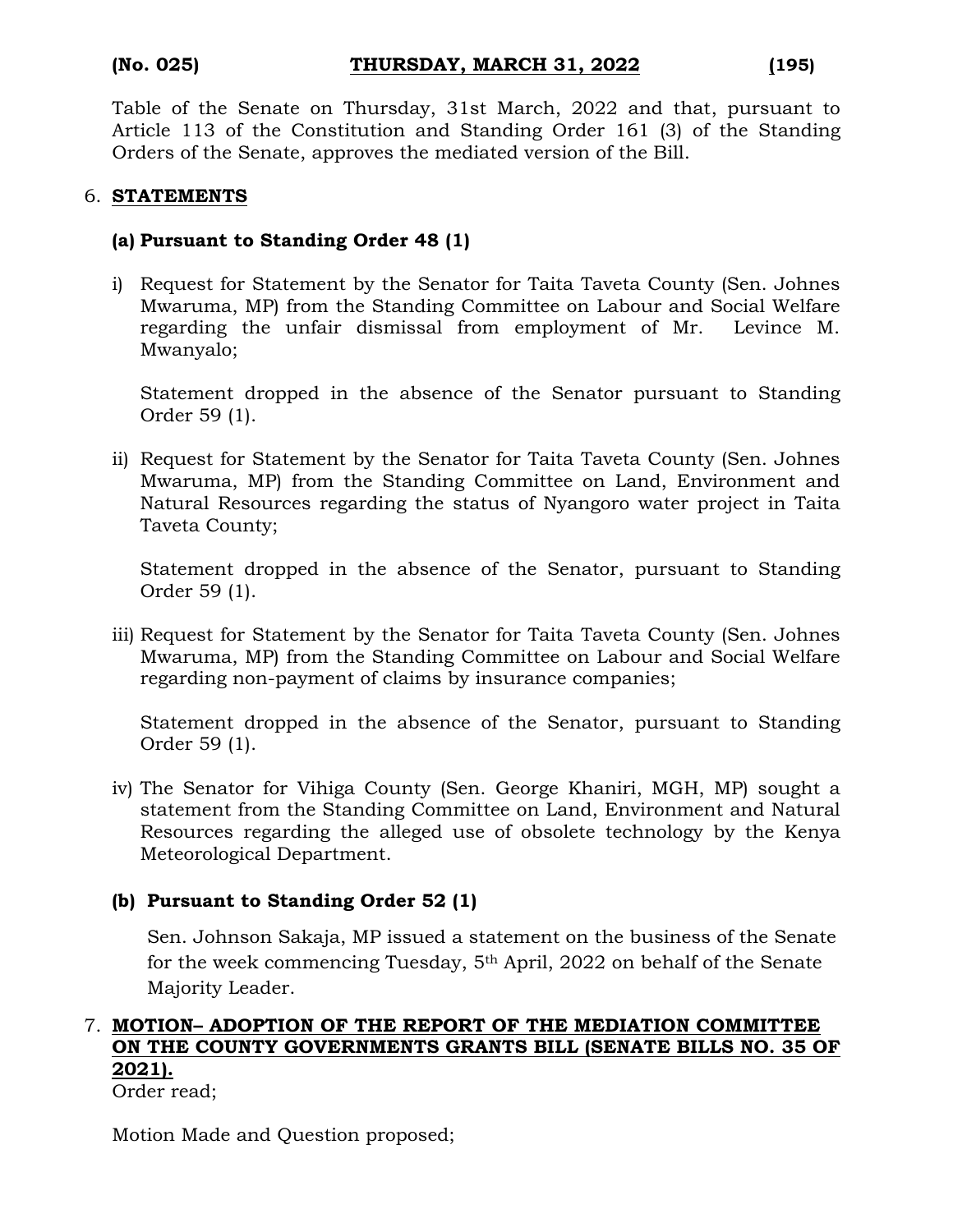Table of the Senate on Thursday, 31st March, 2022 and that, pursuant to Article 113 of the Constitution and Standing Order 161 (3) of the Standing Orders of the Senate, approves the mediated version of the Bill.

6. **STATEMENTS**

**(a) Pursuant to Standing Order 48 (1)**

i) Request for Statement by the Senator for Taita Taveta County (Sen. Johnes Mwaruma, MP) from the Standing Committee on Labour and Social Welfare regarding the unfair dismissal from employment of Mr. Levince M. Mwanyalo;

Statement dropped in the absence of the Senator pursuant to Standing Order 59 (1).

ii) Request for Statement by the Senator for Taita Taveta County (Sen. Johnes Mwaruma, MP) from the Standing Committee on Land, Environment and Natural Resources regarding the status of Nyangoro water project in Taita Taveta County;

Statement dropped in the absence of the Senator, pursuant to Standing Order 59 (1).

iii) Request for Statement by the Senator for Taita Taveta County (Sen. Johnes Mwaruma, MP) from the Standing Committee on Labour and Social Welfare regarding non-payment of claims by insurance companies;

Statement dropped in the absence of the Senator, pursuant to Standing Order 59 (1).

iv) The Senator for Vihiga County (Sen. George Khaniri, MGH, MP) sought a statement from the Standing Committee on Land, Environment and Natural Resources regarding the alleged use of obsolete technology by the Kenya Meteorological Department.

**(b) Pursuant to Standing Order 52 (1)**

Sen. Johnson Sakaja, MP issued a statement on the business of the Senate for the week commencing Tuesday, 5th April, 2022 on behalf of the Senate Majority Leader.

7. **MOTION– ADOPTION OF THE REPORT OF THE MEDIATION COMMITTEE ON THE COUNTY GOVERNMENTS GRANTS BILL (SENATE BILLS NO. 35 OF 2021).**

Order read;

Motion Made and Question proposed;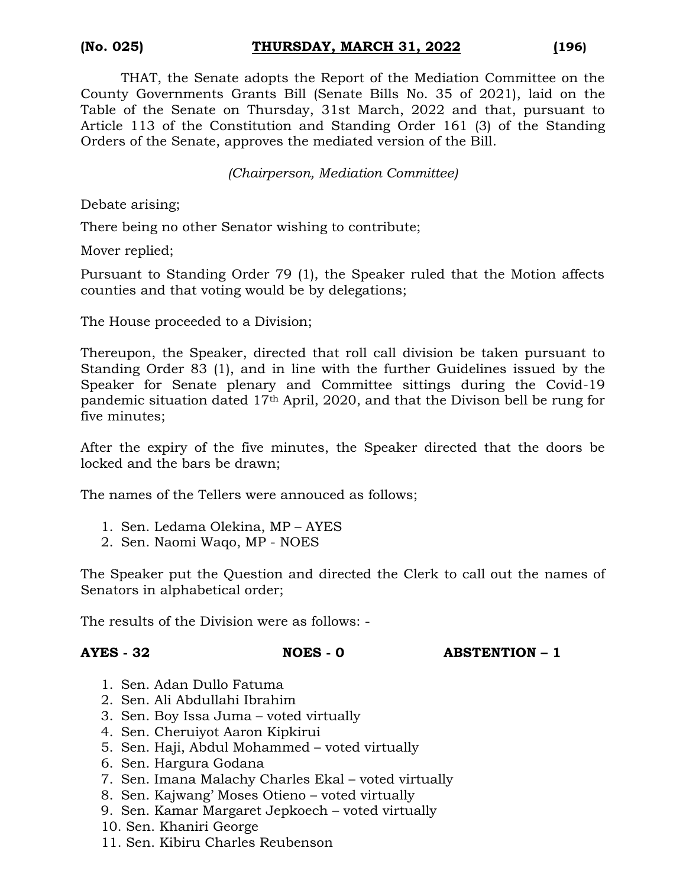THAT, the Senate adopts the Report of the Mediation Committee on the County Governments Grants Bill (Senate Bills No. 35 of 2021), laid on the Table of the Senate on Thursday, 31st March, 2022 and that, pursuant to Article 113 of the Constitution and Standing Order 161 (3) of the Standing Orders of the Senate, approves the mediated version of the Bill.

*(Chairperson, Mediation Committee)*

Debate arising;

There being no other Senator wishing to contribute;

Mover replied;

Pursuant to Standing Order 79 (1), the Speaker ruled that the Motion affects counties and that voting would be by delegations;

The House proceeded to a Division;

Thereupon, the Speaker, directed that roll call division be taken pursuant to Standing Order 83 (1), and in line with the further Guidelines issued by the Speaker for Senate plenary and Committee sittings during the Covid-19 pandemic situation dated 17th April, 2020, and that the Divison bell be rung for five minutes;

After the expiry of the five minutes, the Speaker directed that the doors be locked and the bars be drawn;

The names of the Tellers were annouced as follows;

1. Sen. Ledama Olekina, MP – AYES
2. Sen. Naomi Waqo, MP - NOES

The Speaker put the Question and directed the Clerk to call out the names of Senators in alphabetical order;

The results of the Division were as follows: -

**AYES - 32** **NOES - 0** **ABSTENTION – 1**

1. Sen. Adan Dullo Fatuma
2. Sen. Ali Abdullahi Ibrahim
3. Sen. Boy Issa Juma – voted virtually
4. Sen. Cheruiyot Aaron Kipkirui
5. Sen. Haji, Abdul Mohammed – voted virtually
6. Sen. Hargura Godana
7. Sen. Imana Malachy Charles Ekal – voted virtually
8. Sen. Kajwang' Moses Otieno – voted virtually
9. Sen. Kamar Margaret Jepkoech – voted virtually
10. Sen. Khaniri George
11. Sen. Kibiru Charles Reubenson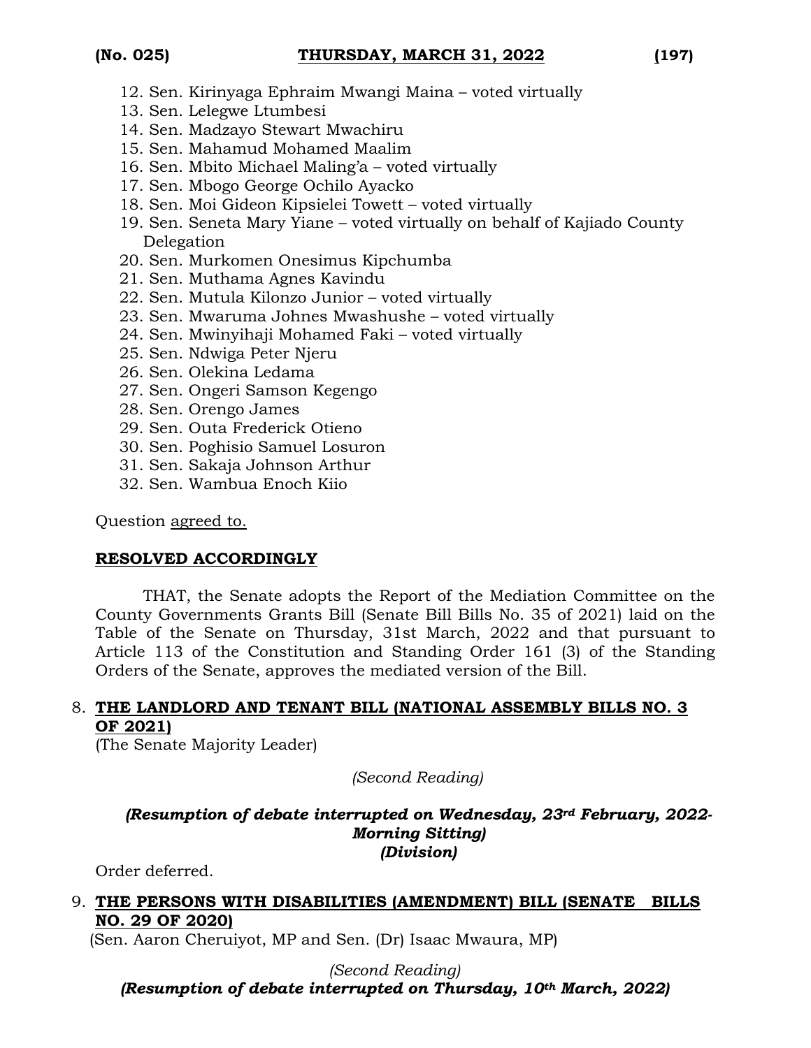12. Sen. Kirinyaga Ephraim Mwangi Maina – voted virtually
13. Sen. Lelegwe Ltumbesi
14. Sen. Madzayo Stewart Mwachiru
15. Sen. Mahamud Mohamed Maalim
16. Sen. Mbito Michael Maling'a – voted virtually
17. Sen. Mbogo George Ochilo Ayacko
18. Sen. Moi Gideon Kipsielei Towett – voted virtually
19. Sen. Seneta Mary Yiane – voted virtually on behalf of Kajiado County Delegation
20. Sen. Murkomen Onesimus Kipchumba
21. Sen. Muthama Agnes Kavindu
22. Sen. Mutula Kilonzo Junior – voted virtually
23. Sen. Mwaruma Johnes Mwashushe – voted virtually
24. Sen. Mwinyihaji Mohamed Faki – voted virtually
25. Sen. Ndwiga Peter Njeru
26. Sen. Olekina Ledama
27. Sen. Ongeri Samson Kegengo
28. Sen. Orengo James
29. Sen. Outa Frederick Otieno
30. Sen. Poghisio Samuel Losuron
31. Sen. Sakaja Johnson Arthur
32. Sen. Wambua Enoch Kiio

Question agreed to.

**RESOLVED ACCORDINGLY**

THAT, the Senate adopts the Report of the Mediation Committee on the County Governments Grants Bill (Senate Bill Bills No. 35 of 2021) laid on the Table of the Senate on Thursday, 31st March, 2022 and that pursuant to Article 113 of the Constitution and Standing Order 161 (3) of the Standing Orders of the Senate, approves the mediated version of the Bill.

8. **THE LANDLORD AND TENANT BILL (NATIONAL ASSEMBLY BILLS NO. 3 OF 2021)**
(The Senate Majority Leader)

*(Second Reading)*

***(Resumption of debate interrupted on Wednesday, 23rd February, 2022- Morning Sitting)***
***(Division)***

Order deferred.

9. **THE PERSONS WITH DISABILITIES (AMENDMENT) BILL (SENATE BILLS NO. 29 OF 2020)**
(Sen. Aaron Cheruiyot, MP and Sen. (Dr) Isaac Mwaura, MP)

*(Second Reading)*
***(Resumption of debate interrupted on Thursday, 10th March, 2022)***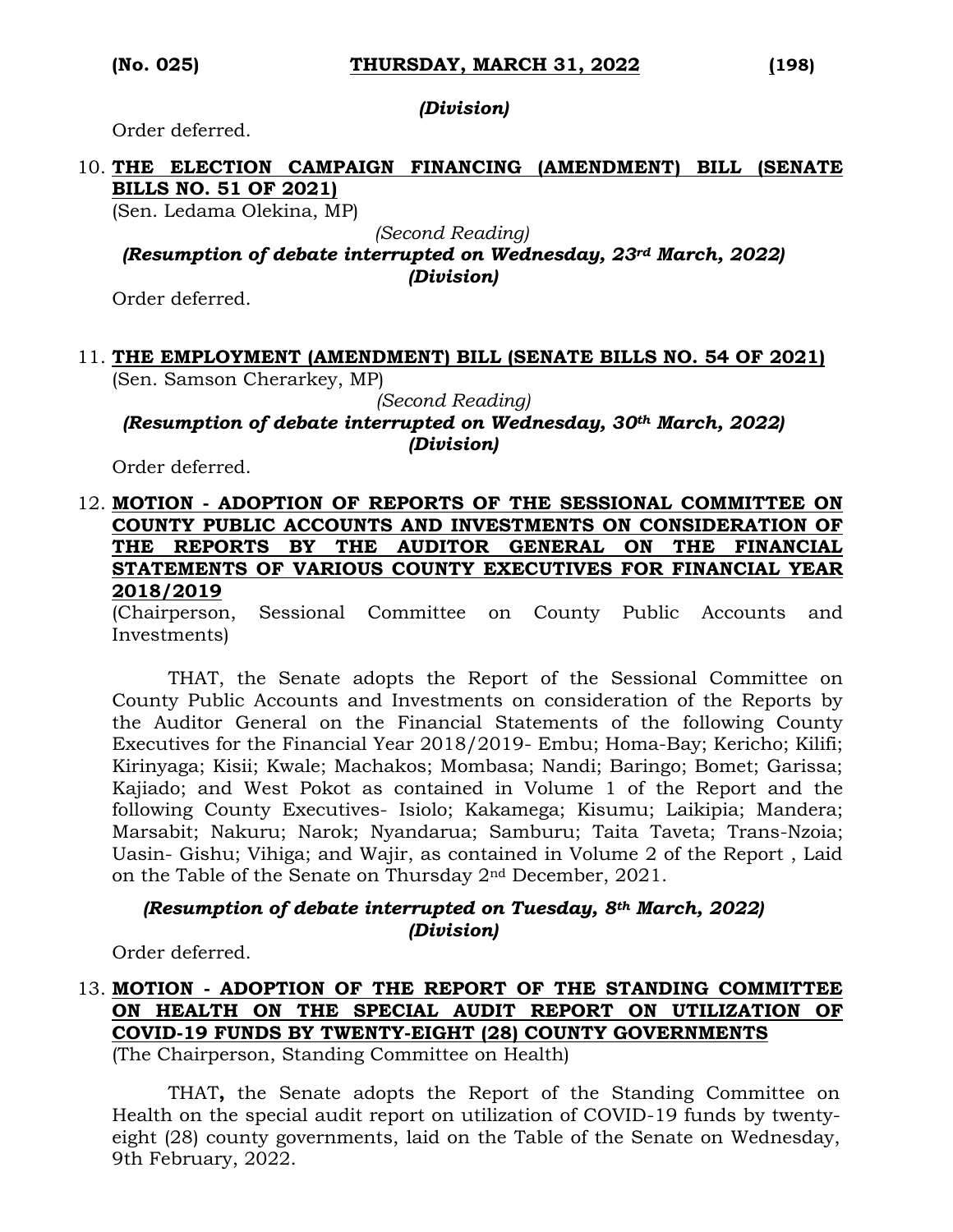*(Division)*

Order deferred.

10. **THE ELECTION CAMPAIGN FINANCING (AMENDMENT) BILL (SENATE BILLS NO. 51 OF 2021)**
(Sen. Ledama Olekina, MP)

*(Second Reading)*

***(Resumption of debate interrupted on Wednesday, 23rd March, 2022)***

***(Division)***

Order deferred.

11. **THE EMPLOYMENT (AMENDMENT) BILL (SENATE BILLS NO. 54 OF 2021)**
(Sen. Samson Cherarkey, MP)

*(Second Reading)*

***(Resumption of debate interrupted on Wednesday, 30th March, 2022)***

***(Division)***

Order deferred.

12. **MOTION - ADOPTION OF REPORTS OF THE SESSIONAL COMMITTEE ON COUNTY PUBLIC ACCOUNTS AND INVESTMENTS ON CONSIDERATION OF THE REPORTS BY THE AUDITOR GENERAL ON THE FINANCIAL STATEMENTS OF VARIOUS COUNTY EXECUTIVES FOR FINANCIAL YEAR 2018/2019**
(Chairperson, Sessional Committee on County Public Accounts and Investments)

THAT, the Senate adopts the Report of the Sessional Committee on County Public Accounts and Investments on consideration of the Reports by the Auditor General on the Financial Statements of the following County Executives for the Financial Year 2018/2019- Embu; Homa-Bay; Kericho; Kilifi; Kirinyaga; Kisii; Kwale; Machakos; Mombasa; Nandi; Baringo; Bomet; Garissa; Kajiado; and West Pokot as contained in Volume 1 of the Report and the following County Executives- Isiolo; Kakamega; Kisumu; Laikipia; Mandera; Marsabit; Nakuru; Narok; Nyandarua; Samburu; Taita Taveta; Trans-Nzoia; Uasin- Gishu; Vihiga; and Wajir, as contained in Volume 2 of the Report , Laid on the Table of the Senate on Thursday 2nd December, 2021.

***(Resumption of debate interrupted on Tuesday, 8th March, 2022)***

***(Division)***

Order deferred.

13. **MOTION - ADOPTION OF THE REPORT OF THE STANDING COMMITTEE ON HEALTH ON THE SPECIAL AUDIT REPORT ON UTILIZATION OF COVID-19 FUNDS BY TWENTY-EIGHT (28) COUNTY GOVERNMENTS**
(The Chairperson, Standing Committee on Health)

THAT**,** the Senate adopts the Report of the Standing Committee on Health on the special audit report on utilization of COVID-19 funds by twenty-eight (28) county governments, laid on the Table of the Senate on Wednesday, 9th February, 2022.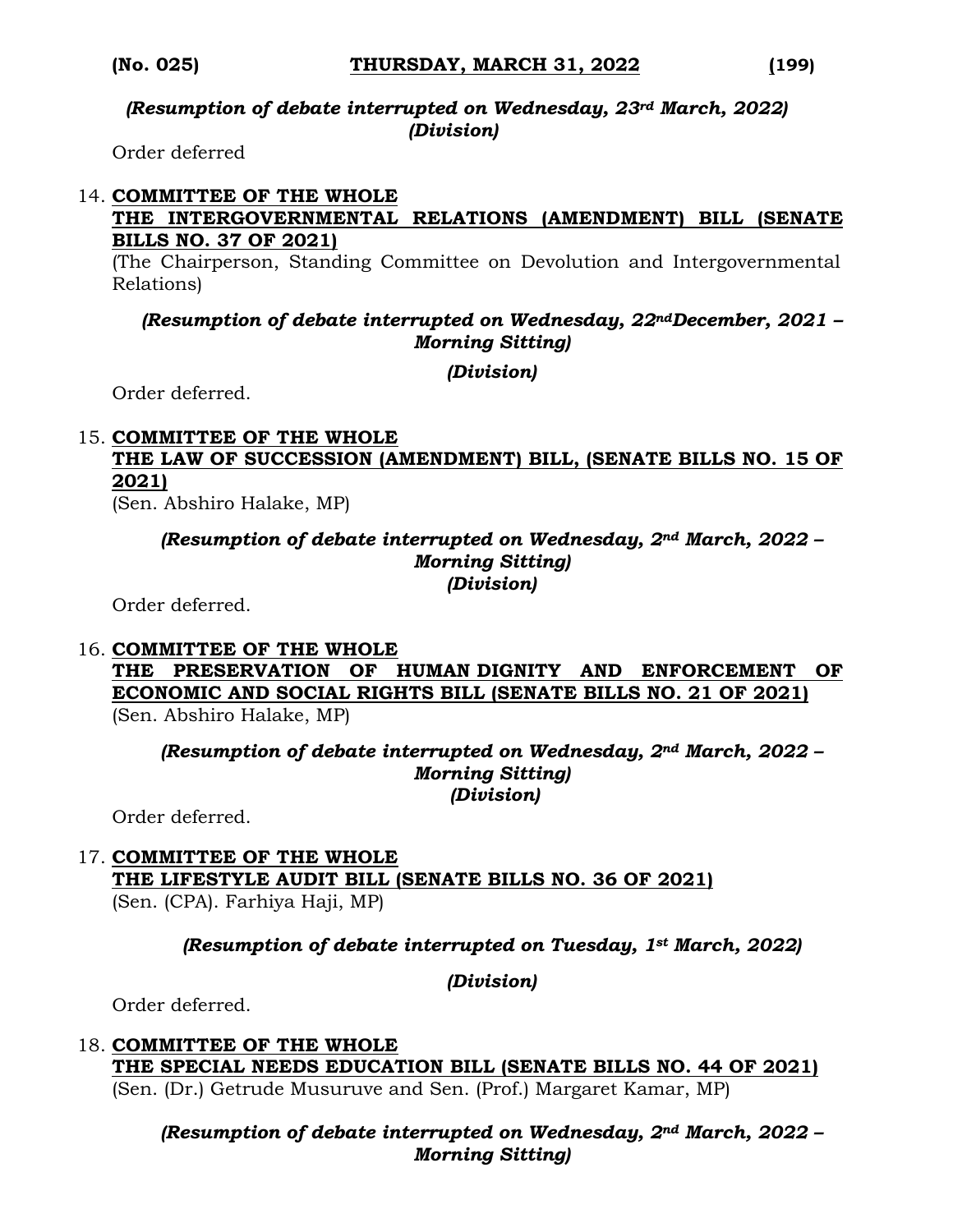*(Resumption of debate interrupted on Wednesday, 23rd March, 2022)*
*(Division)*

Order deferred

14. **COMMITTEE OF THE WHOLE**
**THE INTERGOVERNMENTAL RELATIONS (AMENDMENT) BILL (SENATE BILLS NO. 37 OF 2021)**
(The Chairperson, Standing Committee on Devolution and Intergovernmental Relations)

*(Resumption of debate interrupted on Wednesday, 22ndDecember, 2021 – Morning Sitting)*

*(Division)*

Order deferred.

15. **COMMITTEE OF THE WHOLE**
**THE LAW OF SUCCESSION (AMENDMENT) BILL, (SENATE BILLS NO. 15 OF 2021)**
(Sen. Abshiro Halake, MP)

*(Resumption of debate interrupted on Wednesday, 2nd March, 2022 – Morning Sitting)*
*(Division)*

Order deferred.

16. **COMMITTEE OF THE WHOLE**
**THE PRESERVATION OF HUMAN DIGNITY AND ENFORCEMENT OF ECONOMIC AND SOCIAL RIGHTS BILL (SENATE BILLS NO. 21 OF 2021)**
(Sen. Abshiro Halake, MP)

*(Resumption of debate interrupted on Wednesday, 2nd March, 2022 – Morning Sitting)*
*(Division)*

Order deferred.

17. **COMMITTEE OF THE WHOLE**
**THE LIFESTYLE AUDIT BILL (SENATE BILLS NO. 36 OF 2021)**
(Sen. (CPA). Farhiya Haji, MP)

*(Resumption of debate interrupted on Tuesday, 1st March, 2022)*

*(Division)*

Order deferred.

18. **COMMITTEE OF THE WHOLE**
**THE SPECIAL NEEDS EDUCATION BILL (SENATE BILLS NO. 44 OF 2021)**
(Sen. (Dr.) Getrude Musuruve and Sen. (Prof.) Margaret Kamar, MP)

*(Resumption of debate interrupted on Wednesday, 2nd March, 2022 – Morning Sitting)*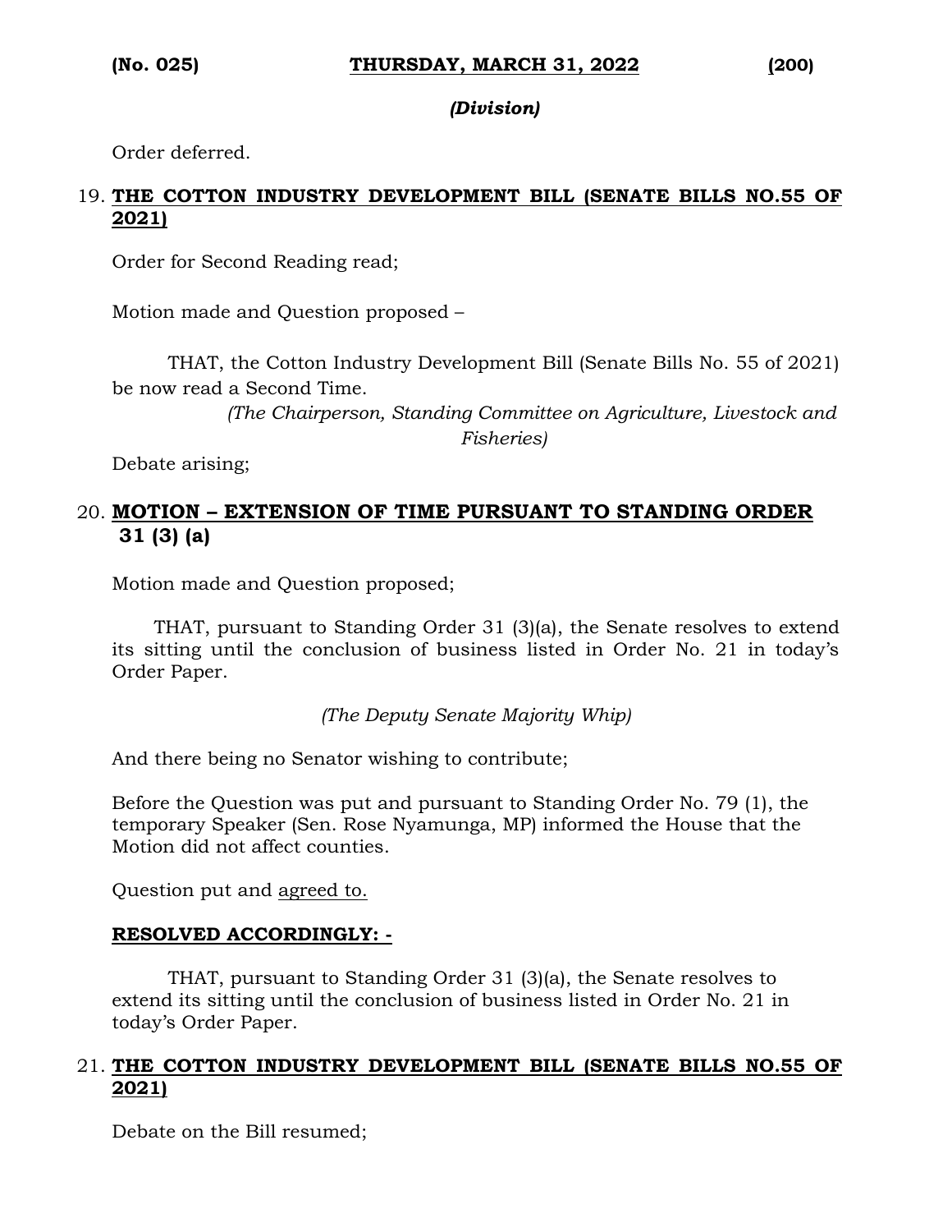*(Division)*

Order deferred.

19. **THE COTTON INDUSTRY DEVELOPMENT BILL (SENATE BILLS NO.55 OF 2021)**

Order for Second Reading read;

Motion made and Question proposed –

THAT, the Cotton Industry Development Bill (Senate Bills No. 55 of 2021) be now read a Second Time.

*(The Chairperson, Standing Committee on Agriculture, Livestock and Fisheries)*

Debate arising;

20. **MOTION – EXTENSION OF TIME PURSUANT TO STANDING ORDER 31 (3) (a)**

Motion made and Question proposed;

THAT, pursuant to Standing Order 31 (3)(a), the Senate resolves to extend its sitting until the conclusion of business listed in Order No. 21 in today's Order Paper.

*(The Deputy Senate Majority Whip)*

And there being no Senator wishing to contribute;

Before the Question was put and pursuant to Standing Order No. 79 (1), the temporary Speaker (Sen. Rose Nyamunga, MP) informed the House that the Motion did not affect counties.

Question put and agreed to.

**RESOLVED ACCORDINGLY: -**

THAT, pursuant to Standing Order 31 (3)(a), the Senate resolves to extend its sitting until the conclusion of business listed in Order No. 21 in today's Order Paper.

21. **THE COTTON INDUSTRY DEVELOPMENT BILL (SENATE BILLS NO.55 OF 2021)**

Debate on the Bill resumed;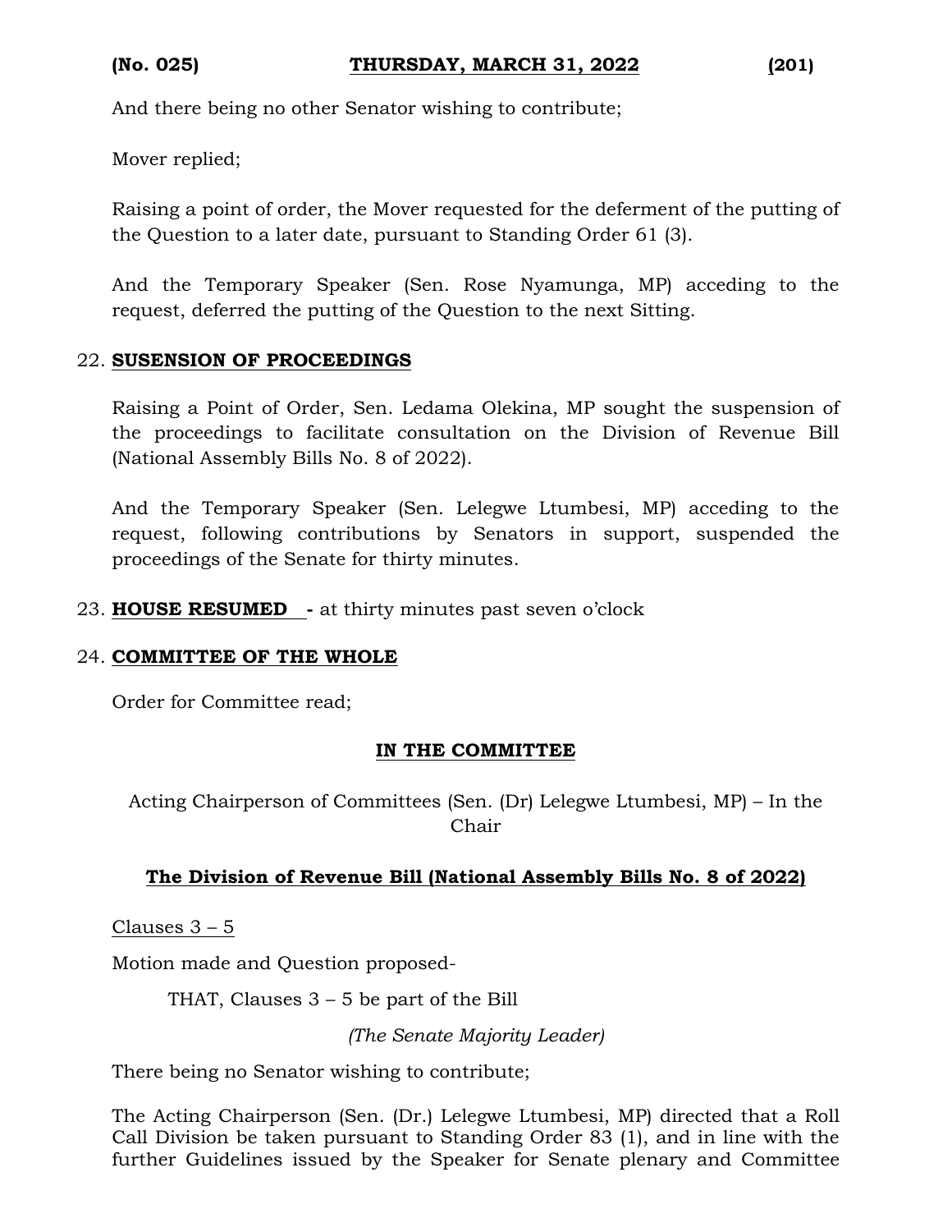And there being no other Senator wishing to contribute;

Mover replied;

Raising a point of order, the Mover requested for the deferment of the putting of the Question to a later date, pursuant to Standing Order 61 (3).

And the Temporary Speaker (Sen. Rose Nyamunga, MP) acceding to the request, deferred the putting of the Question to the next Sitting.

22. **SUSENSION OF PROCEEDINGS**

Raising a Point of Order, Sen. Ledama Olekina, MP sought the suspension of the proceedings to facilitate consultation on the Division of Revenue Bill (National Assembly Bills No. 8 of 2022).

And the Temporary Speaker (Sen. Lelegwe Ltumbesi, MP) acceding to the request, following contributions by Senators in support, suspended the proceedings of the Senate for thirty minutes.

23. **HOUSE RESUMED -** at thirty minutes past seven o'clock

24. **COMMITTEE OF THE WHOLE**

Order for Committee read;

**IN THE COMMITTEE**

Acting Chairperson of Committees (Sen. (Dr) Lelegwe Ltumbesi, MP) – In the Chair

**The Division of Revenue Bill (National Assembly Bills No. 8 of 2022)**

Clauses 3 – 5

Motion made and Question proposed-

THAT, Clauses 3 – 5 be part of the Bill

*(The Senate Majority Leader)*

There being no Senator wishing to contribute;

The Acting Chairperson (Sen. (Dr.) Lelegwe Ltumbesi, MP) directed that a Roll Call Division be taken pursuant to Standing Order 83 (1), and in line with the further Guidelines issued by the Speaker for Senate plenary and Committee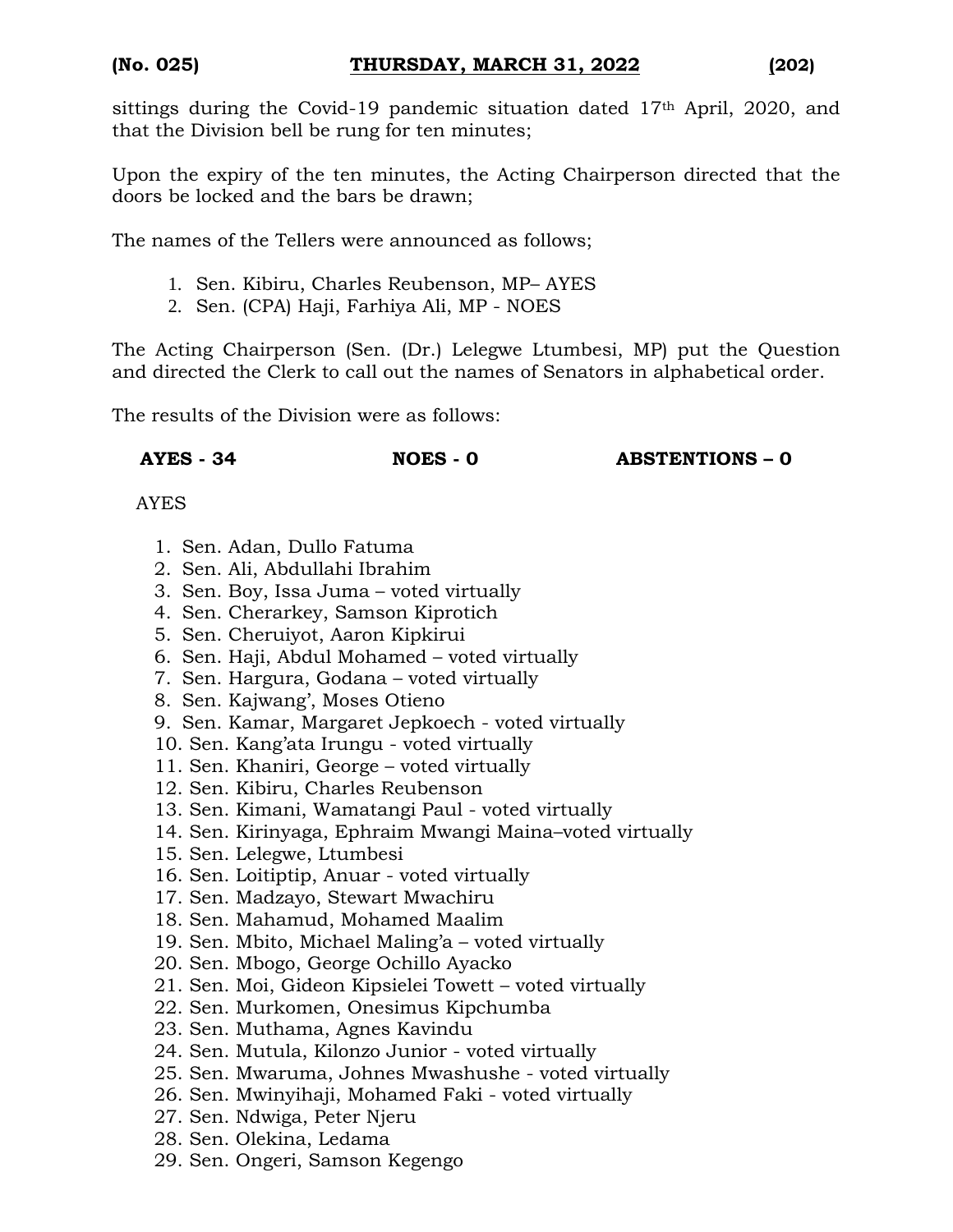sittings during the Covid-19 pandemic situation dated 17th April, 2020, and that the Division bell be rung for ten minutes;

Upon the expiry of the ten minutes, the Acting Chairperson directed that the doors be locked and the bars be drawn;

The names of the Tellers were announced as follows;

1. Sen. Kibiru, Charles Reubenson, MP– AYES
2. Sen. (CPA) Haji, Farhiya Ali, MP - NOES

The Acting Chairperson (Sen. (Dr.) Lelegwe Ltumbesi, MP) put the Question and directed the Clerk to call out the names of Senators in alphabetical order.

The results of the Division were as follows:

**AYES - 34** **NOES - 0** **ABSTENTIONS – 0**

AYES

1. Sen. Adan, Dullo Fatuma
2. Sen. Ali, Abdullahi Ibrahim
3. Sen. Boy, Issa Juma – voted virtually
4. Sen. Cherarkey, Samson Kiprotich
5. Sen. Cheruiyot, Aaron Kipkirui
6. Sen. Haji, Abdul Mohamed – voted virtually
7. Sen. Hargura, Godana – voted virtually
8. Sen. Kajwang', Moses Otieno
9. Sen. Kamar, Margaret Jepkoech - voted virtually
10. Sen. Kang'ata Irungu - voted virtually
11. Sen. Khaniri, George – voted virtually
12. Sen. Kibiru, Charles Reubenson
13. Sen. Kimani, Wamatangi Paul - voted virtually
14. Sen. Kirinyaga, Ephraim Mwangi Maina–voted virtually
15. Sen. Lelegwe, Ltumbesi
16. Sen. Loitiptip, Anuar - voted virtually
17. Sen. Madzayo, Stewart Mwachiru
18. Sen. Mahamud, Mohamed Maalim
19. Sen. Mbito, Michael Maling'a – voted virtually
20. Sen. Mbogo, George Ochillo Ayacko
21. Sen. Moi, Gideon Kipsielei Towett – voted virtually
22. Sen. Murkomen, Onesimus Kipchumba
23. Sen. Muthama, Agnes Kavindu
24. Sen. Mutula, Kilonzo Junior - voted virtually
25. Sen. Mwaruma, Johnes Mwashushe - voted virtually
26. Sen. Mwinyihaji, Mohamed Faki - voted virtually
27. Sen. Ndwiga, Peter Njeru
28. Sen. Olekina, Ledama
29. Sen. Ongeri, Samson Kegengo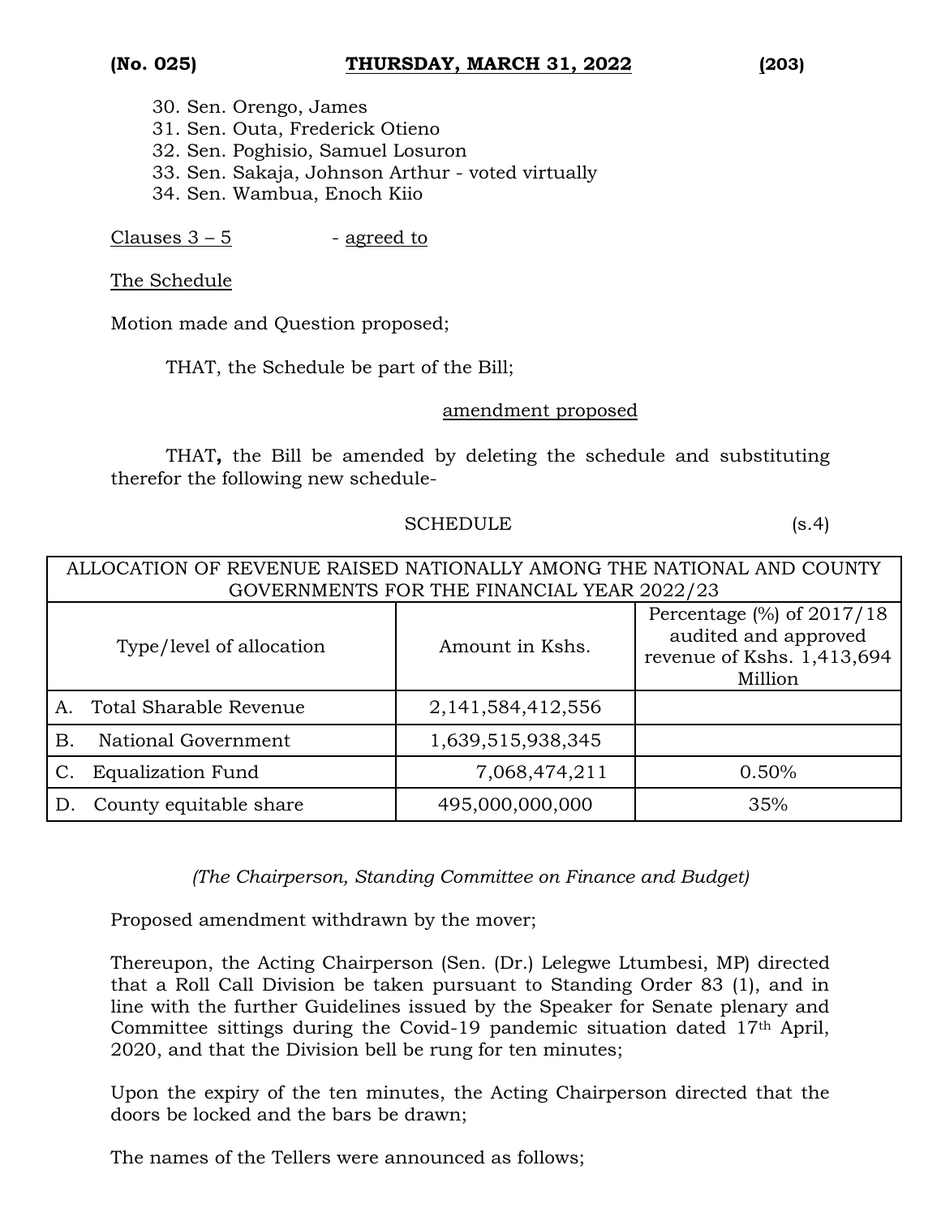30. Sen. Orengo, James
31. Sen. Outa, Frederick Otieno
32. Sen. Poghisio, Samuel Losuron
33. Sen. Sakaja, Johnson Arthur - voted virtually
34. Sen. Wambua, Enoch Kiio

Clauses 3 – 5 - agreed to

The Schedule

Motion made and Question proposed;

THAT, the Schedule be part of the Bill;

amendment proposed

THAT**,** the Bill be amended by deleting the schedule and substituting therefor the following new schedule-

SCHEDULE (s.4)

| ALLOCATION OF REVENUE RAISED NATIONALLY AMONG THE NATIONAL AND COUNTY GOVERNMENTS FOR THE FINANCIAL YEAR 2022/23 | | |
|---|---|---|
| Type/level of allocation | Amount in Kshs. | Percentage (%) of 2017/18 audited and approved revenue of Kshs. 1,413,694 Million |
| A. Total Sharable Revenue | 2,141,584,412,556 | |
| B. National Government | 1,639,515,938,345 | |
| C. Equalization Fund | 7,068,474,211 | 0.50% |
| D. County equitable share | 495,000,000,000 | 35% |

*(The Chairperson, Standing Committee on Finance and Budget)*

Proposed amendment withdrawn by the mover;

Thereupon, the Acting Chairperson (Sen. (Dr.) Lelegwe Ltumbesi, MP) directed that a Roll Call Division be taken pursuant to Standing Order 83 (1), and in line with the further Guidelines issued by the Speaker for Senate plenary and Committee sittings during the Covid-19 pandemic situation dated 17th April, 2020, and that the Division bell be rung for ten minutes;

Upon the expiry of the ten minutes, the Acting Chairperson directed that the doors be locked and the bars be drawn;

The names of the Tellers were announced as follows;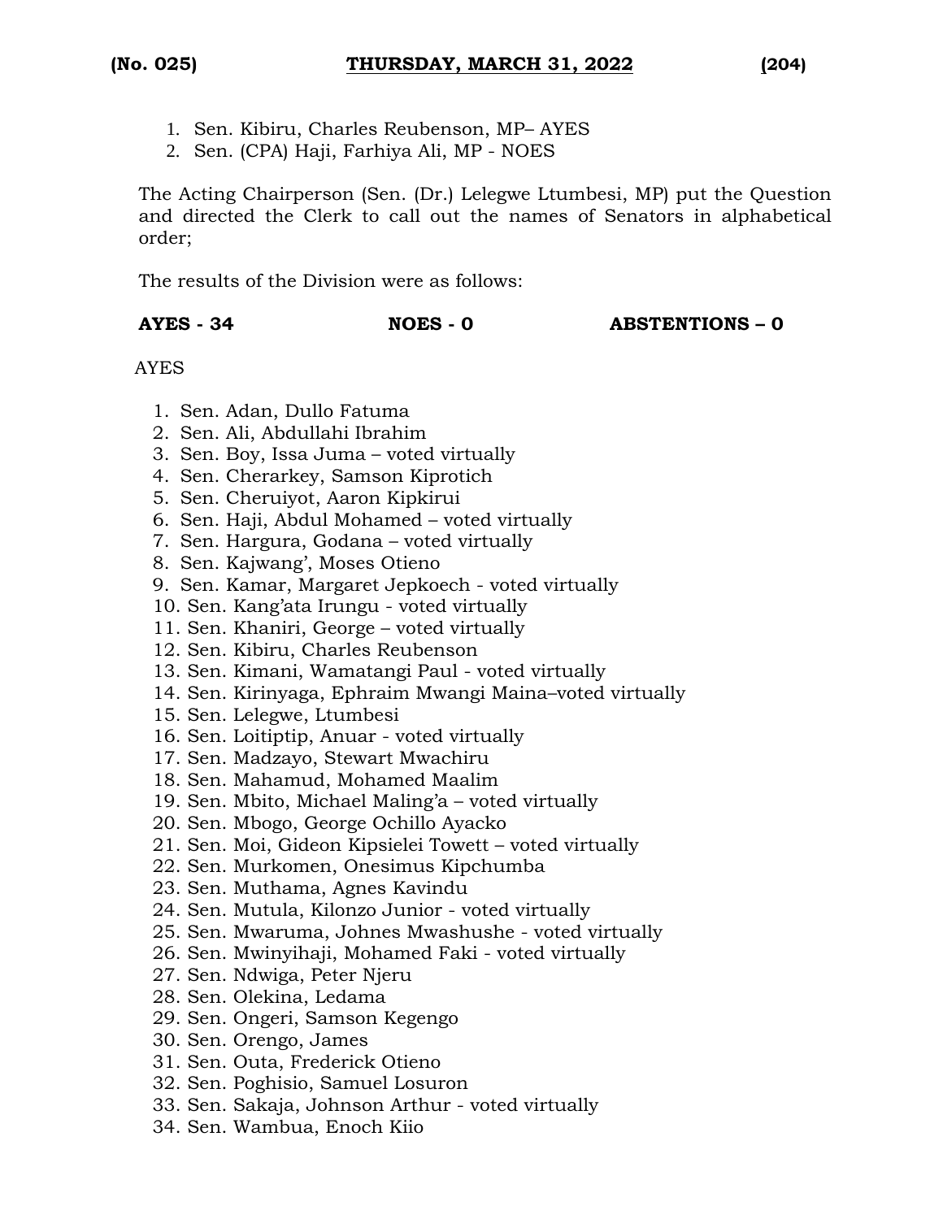1. Sen. Kibiru, Charles Reubenson, MP– AYES
2. Sen. (CPA) Haji, Farhiya Ali, MP - NOES

The Acting Chairperson (Sen. (Dr.) Lelegwe Ltumbesi, MP) put the Question and directed the Clerk to call out the names of Senators in alphabetical order;

The results of the Division were as follows:

**AYES - 34 NOES - 0 ABSTENTIONS – 0**

AYES

1. Sen. Adan, Dullo Fatuma
2. Sen. Ali, Abdullahi Ibrahim
3. Sen. Boy, Issa Juma – voted virtually
4. Sen. Cherarkey, Samson Kiprotich
5. Sen. Cheruiyot, Aaron Kipkirui
6. Sen. Haji, Abdul Mohamed – voted virtually
7. Sen. Hargura, Godana – voted virtually
8. Sen. Kajwang', Moses Otieno
9. Sen. Kamar, Margaret Jepkoech - voted virtually
10. Sen. Kang'ata Irungu - voted virtually
11. Sen. Khaniri, George – voted virtually
12. Sen. Kibiru, Charles Reubenson
13. Sen. Kimani, Wamatangi Paul - voted virtually
14. Sen. Kirinyaga, Ephraim Mwangi Maina–voted virtually
15. Sen. Lelegwe, Ltumbesi
16. Sen. Loitiptip, Anuar - voted virtually
17. Sen. Madzayo, Stewart Mwachiru
18. Sen. Mahamud, Mohamed Maalim
19. Sen. Mbito, Michael Maling'a – voted virtually
20. Sen. Mbogo, George Ochillo Ayacko
21. Sen. Moi, Gideon Kipsielei Towett – voted virtually
22. Sen. Murkomen, Onesimus Kipchumba
23. Sen. Muthama, Agnes Kavindu
24. Sen. Mutula, Kilonzo Junior - voted virtually
25. Sen. Mwaruma, Johnes Mwashushe - voted virtually
26. Sen. Mwinyihaji, Mohamed Faki - voted virtually
27. Sen. Ndwiga, Peter Njeru
28. Sen. Olekina, Ledama
29. Sen. Ongeri, Samson Kegengo
30. Sen. Orengo, James
31. Sen. Outa, Frederick Otieno
32. Sen. Poghisio, Samuel Losuron
33. Sen. Sakaja, Johnson Arthur - voted virtually
34. Sen. Wambua, Enoch Kiio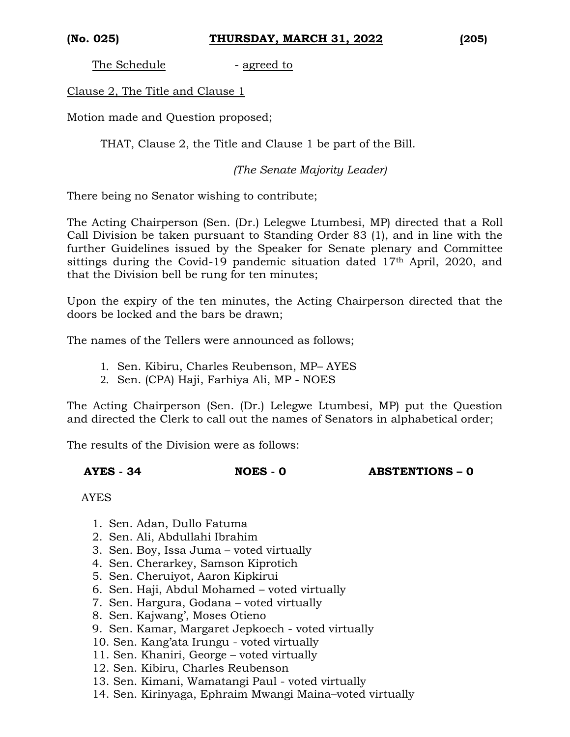The Schedule - agreed to

Clause 2, The Title and Clause 1

Motion made and Question proposed;

THAT, Clause 2, the Title and Clause 1 be part of the Bill.

*(The Senate Majority Leader)*

There being no Senator wishing to contribute;

The Acting Chairperson (Sen. (Dr.) Lelegwe Ltumbesi, MP) directed that a Roll Call Division be taken pursuant to Standing Order 83 (1), and in line with the further Guidelines issued by the Speaker for Senate plenary and Committee sittings during the Covid-19 pandemic situation dated 17th April, 2020, and that the Division bell be rung for ten minutes;

Upon the expiry of the ten minutes, the Acting Chairperson directed that the doors be locked and the bars be drawn;

The names of the Tellers were announced as follows;

1. Sen. Kibiru, Charles Reubenson, MP– AYES
2. Sen. (CPA) Haji, Farhiya Ali, MP - NOES

The Acting Chairperson (Sen. (Dr.) Lelegwe Ltumbesi, MP) put the Question and directed the Clerk to call out the names of Senators in alphabetical order;

The results of the Division were as follows:

**AYES - 34** **NOES - 0** **ABSTENTIONS – 0**

AYES

1. Sen. Adan, Dullo Fatuma
2. Sen. Ali, Abdullahi Ibrahim
3. Sen. Boy, Issa Juma – voted virtually
4. Sen. Cherarkey, Samson Kiprotich
5. Sen. Cheruiyot, Aaron Kipkirui
6. Sen. Haji, Abdul Mohamed – voted virtually
7. Sen. Hargura, Godana – voted virtually
8. Sen. Kajwang', Moses Otieno
9. Sen. Kamar, Margaret Jepkoech - voted virtually
10. Sen. Kang'ata Irungu - voted virtually
11. Sen. Khaniri, George – voted virtually
12. Sen. Kibiru, Charles Reubenson
13. Sen. Kimani, Wamatangi Paul - voted virtually
14. Sen. Kirinyaga, Ephraim Mwangi Maina–voted virtually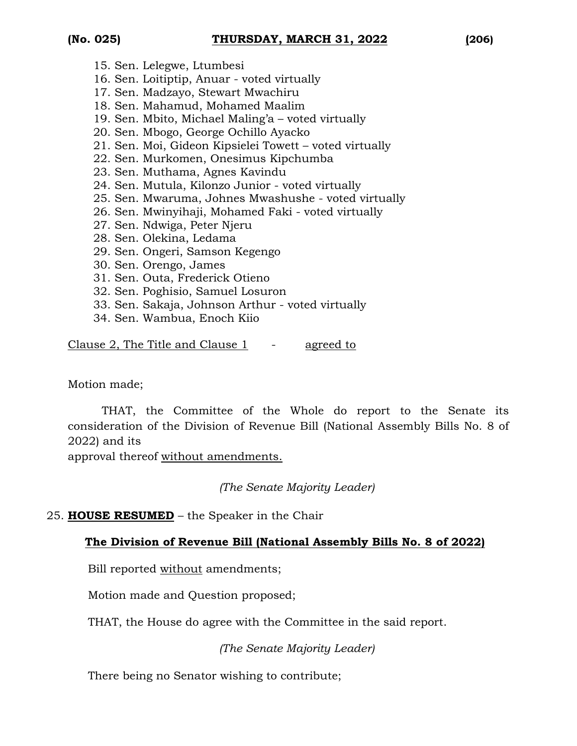15. Sen. Lelegwe, Ltumbesi
16. Sen. Loitiptip, Anuar - voted virtually
17. Sen. Madzayo, Stewart Mwachiru
18. Sen. Mahamud, Mohamed Maalim
19. Sen. Mbito, Michael Maling'a – voted virtually
20. Sen. Mbogo, George Ochillo Ayacko
21. Sen. Moi, Gideon Kipsielei Towett – voted virtually
22. Sen. Murkomen, Onesimus Kipchumba
23. Sen. Muthama, Agnes Kavindu
24. Sen. Mutula, Kilonzo Junior - voted virtually
25. Sen. Mwaruma, Johnes Mwashushe - voted virtually
26. Sen. Mwinyihaji, Mohamed Faki - voted virtually
27. Sen. Ndwiga, Peter Njeru
28. Sen. Olekina, Ledama
29. Sen. Ongeri, Samson Kegengo
30. Sen. Orengo, James
31. Sen. Outa, Frederick Otieno
32. Sen. Poghisio, Samuel Losuron
33. Sen. Sakaja, Johnson Arthur - voted virtually
34. Sen. Wambua, Enoch Kiio

<u>Clause 2, The Title and Clause 1</u> - <u>agreed to</u>

Motion made;

THAT, the Committee of the Whole do report to the Senate its consideration of the Division of Revenue Bill (National Assembly Bills No. 8 of 2022) and its
approval thereof <u>without amendments.</u>

*(The Senate Majority Leader)*

25. **<u>HOUSE RESUMED</u>** – the Speaker in the Chair

**<u>The Division of Revenue Bill (National Assembly Bills No. 8 of 2022)</u>**

Bill reported <u>without</u> amendments;

Motion made and Question proposed;

THAT, the House do agree with the Committee in the said report.

*(The Senate Majority Leader)*

There being no Senator wishing to contribute;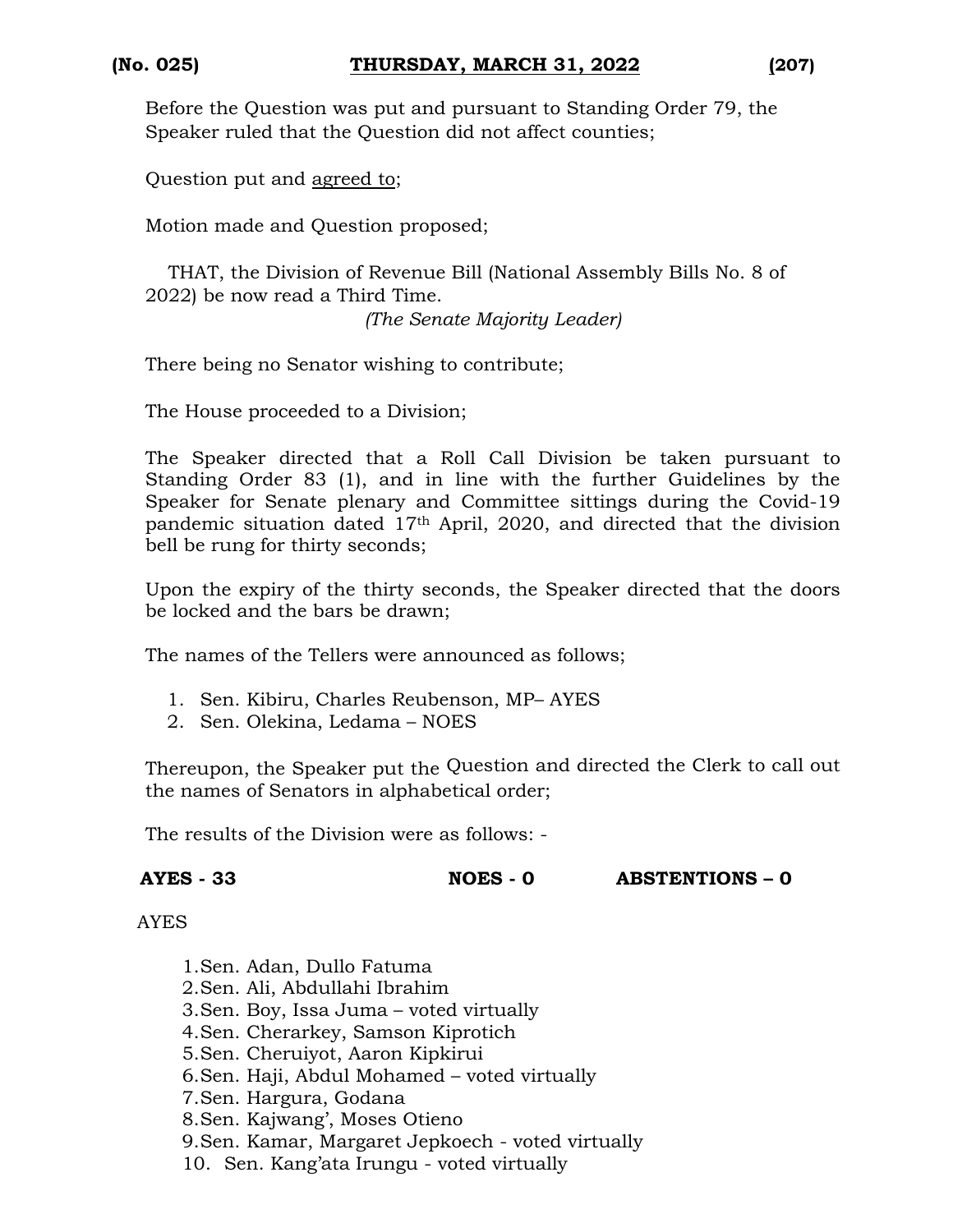Before the Question was put and pursuant to Standing Order 79, the Speaker ruled that the Question did not affect counties;

Question put and agreed to;

Motion made and Question proposed;

THAT, the Division of Revenue Bill (National Assembly Bills No. 8 of 2022) be now read a Third Time.

*(The Senate Majority Leader)*

There being no Senator wishing to contribute;

The House proceeded to a Division;

The Speaker directed that a Roll Call Division be taken pursuant to Standing Order 83 (1), and in line with the further Guidelines by the Speaker for Senate plenary and Committee sittings during the Covid-19 pandemic situation dated 17th April, 2020, and directed that the division bell be rung for thirty seconds;

Upon the expiry of the thirty seconds, the Speaker directed that the doors be locked and the bars be drawn;

The names of the Tellers were announced as follows;

1. Sen. Kibiru, Charles Reubenson, MP– AYES
2. Sen. Olekina, Ledama – NOES

Thereupon, the Speaker put the Question and directed the Clerk to call out the names of Senators in alphabetical order;

The results of the Division were as follows: -

**AYES - 33** **NOES - 0** **ABSTENTIONS – 0**

AYES

1. Sen. Adan, Dullo Fatuma
2. Sen. Ali, Abdullahi Ibrahim
3. Sen. Boy, Issa Juma – voted virtually
4. Sen. Cherarkey, Samson Kiprotich
5. Sen. Cheruiyot, Aaron Kipkirui
6. Sen. Haji, Abdul Mohamed – voted virtually
7. Sen. Hargura, Godana
8. Sen. Kajwang', Moses Otieno
9. Sen. Kamar, Margaret Jepkoech - voted virtually
10. Sen. Kang'ata Irungu - voted virtually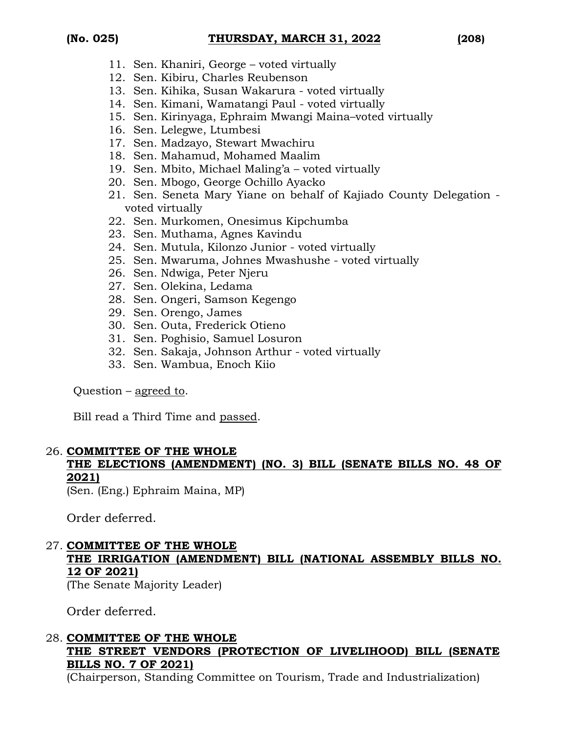11. Sen. Khaniri, George – voted virtually
12. Sen. Kibiru, Charles Reubenson
13. Sen. Kihika, Susan Wakarura - voted virtually
14. Sen. Kimani, Wamatangi Paul - voted virtually
15. Sen. Kirinyaga, Ephraim Mwangi Maina–voted virtually
16. Sen. Lelegwe, Ltumbesi
17. Sen. Madzayo, Stewart Mwachiru
18. Sen. Mahamud, Mohamed Maalim
19. Sen. Mbito, Michael Maling'a – voted virtually
20. Sen. Mbogo, George Ochillo Ayacko
21. Sen. Seneta Mary Yiane on behalf of Kajiado County Delegation - voted virtually
22. Sen. Murkomen, Onesimus Kipchumba
23. Sen. Muthama, Agnes Kavindu
24. Sen. Mutula, Kilonzo Junior - voted virtually
25. Sen. Mwaruma, Johnes Mwashushe - voted virtually
26. Sen. Ndwiga, Peter Njeru
27. Sen. Olekina, Ledama
28. Sen. Ongeri, Samson Kegengo
29. Sen. Orengo, James
30. Sen. Outa, Frederick Otieno
31. Sen. Poghisio, Samuel Losuron
32. Sen. Sakaja, Johnson Arthur - voted virtually
33. Sen. Wambua, Enoch Kiio

Question – agreed to.

Bill read a Third Time and passed.

26. **COMMITTEE OF THE WHOLE**
**THE ELECTIONS (AMENDMENT) (NO. 3) BILL (SENATE BILLS NO. 48 OF 2021)**
(Sen. (Eng.) Ephraim Maina, MP)

Order deferred.

27. **COMMITTEE OF THE WHOLE**
**THE IRRIGATION (AMENDMENT) BILL (NATIONAL ASSEMBLY BILLS NO. 12 OF 2021)**
(The Senate Majority Leader)

Order deferred.

28. **COMMITTEE OF THE WHOLE**
**THE STREET VENDORS (PROTECTION OF LIVELIHOOD) BILL (SENATE BILLS NO. 7 OF 2021)**
(Chairperson, Standing Committee on Tourism, Trade and Industrialization)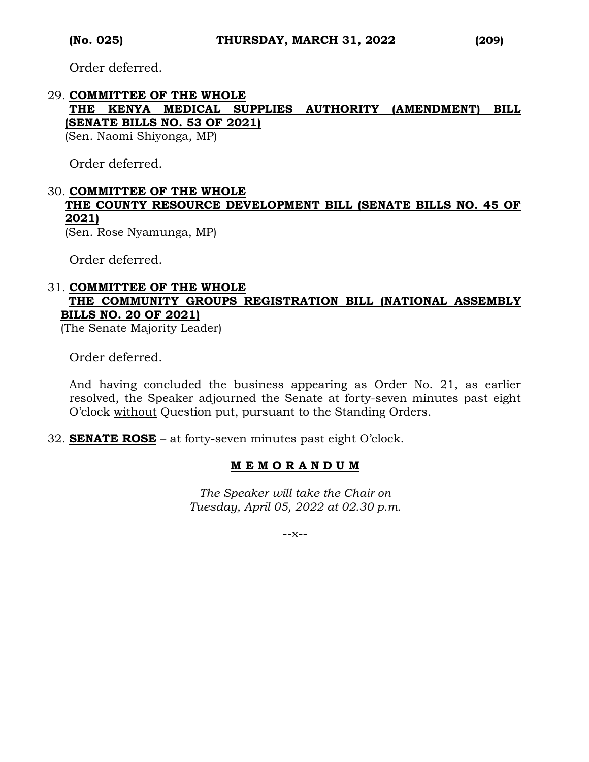Order deferred.

29. **COMMITTEE OF THE WHOLE**
   **THE KENYA MEDICAL SUPPLIES AUTHORITY (AMENDMENT) BILL (SENATE BILLS NO. 53 OF 2021)**
   (Sen. Naomi Shiyonga, MP)

   Order deferred.

30. **COMMITTEE OF THE WHOLE**
   **THE COUNTY RESOURCE DEVELOPMENT BILL (SENATE BILLS NO. 45 OF 2021)**
   (Sen. Rose Nyamunga, MP)

   Order deferred.

31. **COMMITTEE OF THE WHOLE**
   **THE COMMUNITY GROUPS REGISTRATION BILL (NATIONAL ASSEMBLY BILLS NO. 20 OF 2021)**
   (The Senate Majority Leader)

   Order deferred.

   And having concluded the business appearing as Order No. 21, as earlier resolved, the Speaker adjourned the Senate at forty-seven minutes past eight O'clock without Question put, pursuant to the Standing Orders.

32. **SENATE ROSE** – at forty-seven minutes past eight O'clock.

**M E M O R A N D U M**

*The Speaker will take the Chair on*
*Tuesday, April 05, 2022 at 02.30 p.m.*

--x--